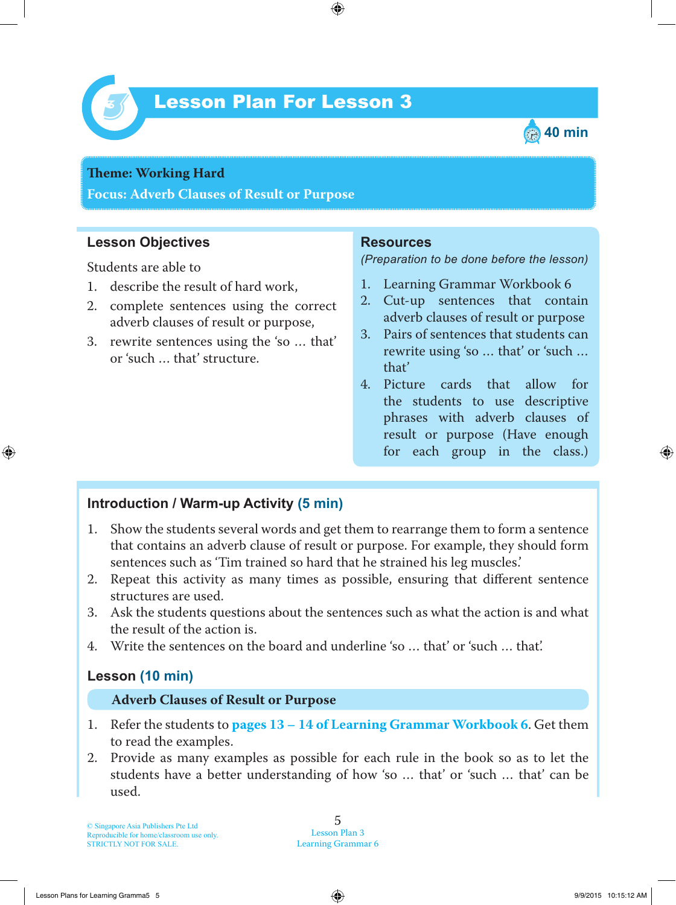# Lesson Plan For Lesson 3

40 min

**Theme: Working Hard**

**Focus: Adverb Clauses of Result or Purpose**

## Lesson Objectives

Students are able to

1. describe the result of hard work,
2. complete sentences using the correct adverb clauses of result or purpose,
3. rewrite sentences using the 'so … that' or 'such … that' structure.

## Resources

*(Preparation to be done before the lesson)*

1. Learning Grammar Workbook 6
2. Cut-up sentences that contain adverb clauses of result or purpose
3. Pairs of sentences that students can rewrite using 'so … that' or 'such … that'
4. Picture cards that allow for the students to use descriptive phrases with adverb clauses of result or purpose (Have enough for each group in the class.)

## Introduction / Warm-up Activity (5 min)

1. Show the students several words and get them to rearrange them to form a sentence that contains an adverb clause of result or purpose. For example, they should form sentences such as 'Tim trained so hard that he strained his leg muscles.'
2. Repeat this activity as many times as possible, ensuring that different sentence structures are used.
3. Ask the students questions about the sentences such as what the action is and what the result of the action is.
4. Write the sentences on the board and underline 'so … that' or 'such … that.'

## Lesson (10 min)

### Adverb Clauses of Result or Purpose

1. Refer the students to **pages 13 – 14 of Learning Grammar Workbook 6**. Get them to read the examples.
2. Provide as many examples as possible for each rule in the book so as to let the students have a better understanding of how 'so … that' or 'such … that' can be used.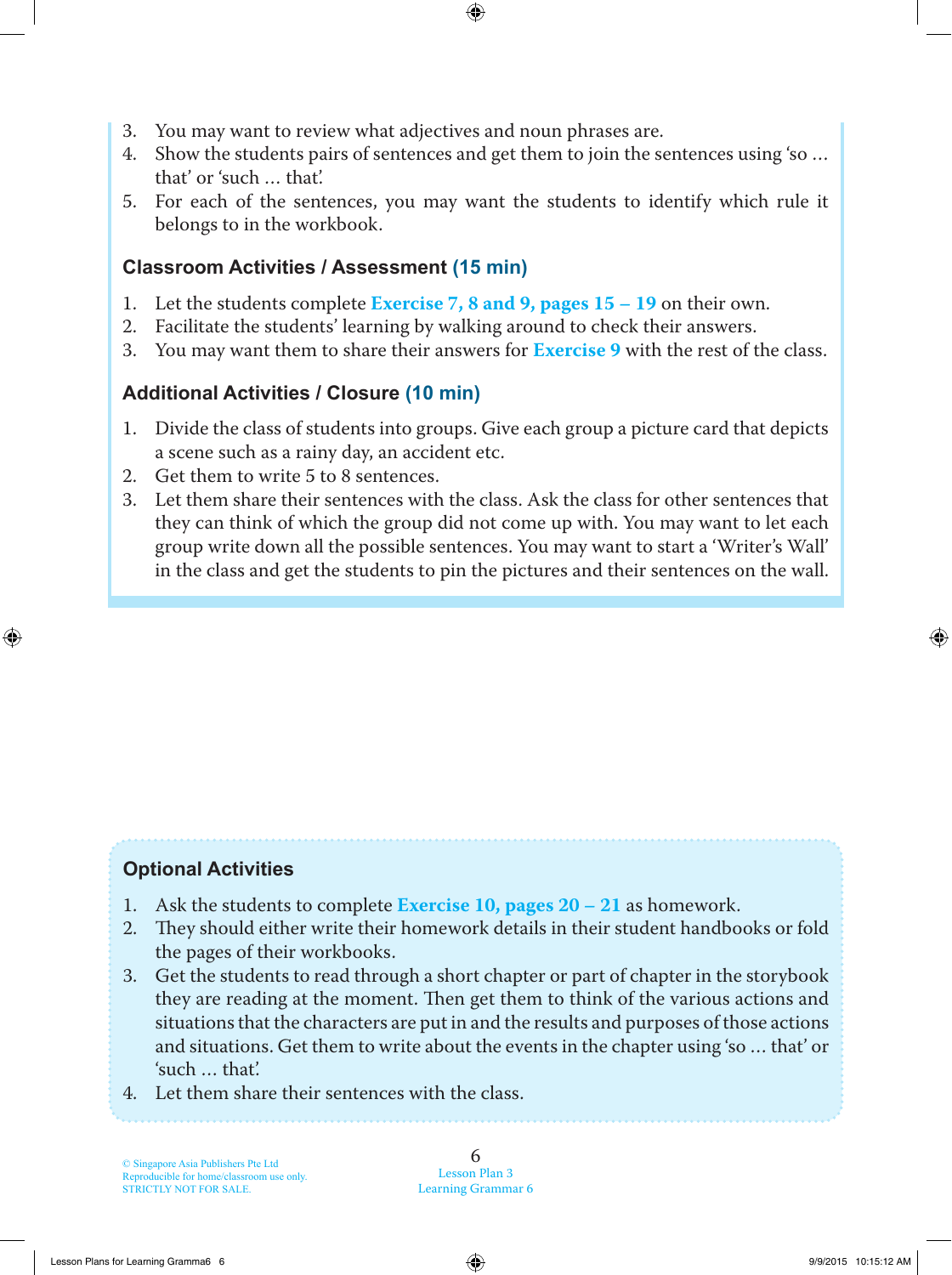3. You may want to review what adjectives and noun phrases are.
4. Show the students pairs of sentences and get them to join the sentences using 'so … that' or 'such … that'.
5. For each of the sentences, you may want the students to identify which rule it belongs to in the workbook.

### Classroom Activities / Assessment (15 min)

1. Let the students complete **Exercise 7, 8 and 9, pages 15 – 19** on their own.
2. Facilitate the students' learning by walking around to check their answers.
3. You may want them to share their answers for **Exercise 9** with the rest of the class.

### Additional Activities / Closure (10 min)

1. Divide the class of students into groups. Give each group a picture card that depicts a scene such as a rainy day, an accident etc.
2. Get them to write 5 to 8 sentences.
3. Let them share their sentences with the class. Ask the class for other sentences that they can think of which the group did not come up with. You may want to let each group write down all the possible sentences. You may want to start a 'Writer's Wall' in the class and get the students to pin the pictures and their sentences on the wall.

### Optional Activities

1. Ask the students to complete **Exercise 10, pages 20 – 21** as homework.
2. They should either write their homework details in their student handbooks or fold the pages of their workbooks.
3. Get the students to read through a short chapter or part of chapter in the storybook they are reading at the moment. Then get them to think of the various actions and situations that the characters are put in and the results and purposes of those actions and situations. Get them to write about the events in the chapter using 'so … that' or 'such … that'.
4. Let them share their sentences with the class.